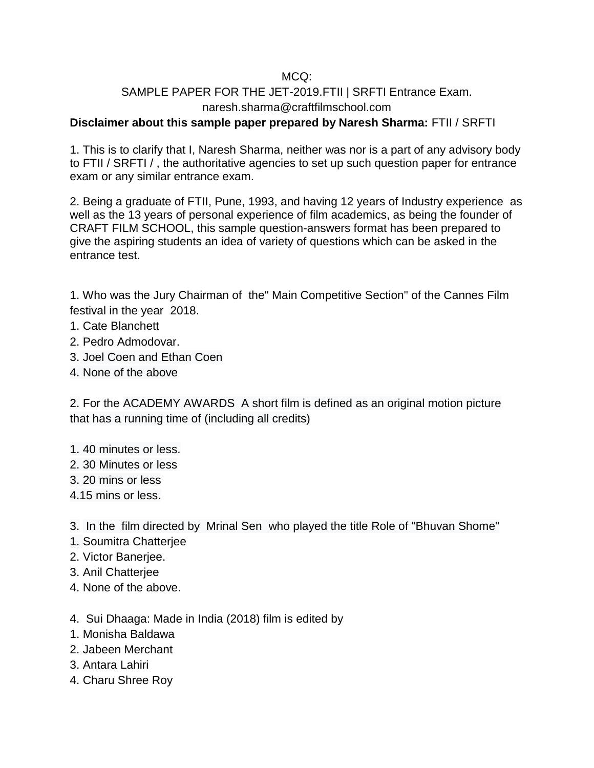MCQ:

SAMPLE PAPER FOR THE JET-2019.FTII | SRFTI Entrance Exam.

naresh.sharma@craftfilmschool.com

**Disclaimer about this sample paper prepared by Naresh Sharma:** FTII / SRFTI

1. This is to clarify that I, Naresh Sharma, neither was nor is a part of any advisory body to FTII / SRFTI / , the authoritative agencies to set up such question paper for entrance exam or any similar entrance exam.

2. Being a graduate of FTII, Pune, 1993, and having 12 years of Industry experience as well as the 13 years of personal experience of film academics, as being the founder of CRAFT FILM SCHOOL, this sample question-answers format has been prepared to give the aspiring students an idea of variety of questions which can be asked in the entrance test.

1. Who was the Jury Chairman of the" Main Competitive Section" of the Cannes Film festival in the year 2018.

1. Cate Blanchett
2. Pedro Admodovar.
3. Joel Coen and Ethan Coen
4. None of the above

2. For the ACADEMY AWARDS A short film is defined as an original motion picture that has a running time of (including all credits)

1. 40 minutes or less.
2. 30 Minutes or less
3. 20 mins or less
4.15 mins or less.

3. In the film directed by Mrinal Sen who played the title Role of "Bhuvan Shome"

1. Soumitra Chatterjee
2. Victor Banerjee.
3. Anil Chatterjee
4. None of the above.

4. Sui Dhaaga: Made in India (2018) film is edited by

1. Monisha Baldawa
2. Jabeen Merchant
3. Antara Lahiri
4. Charu Shree Roy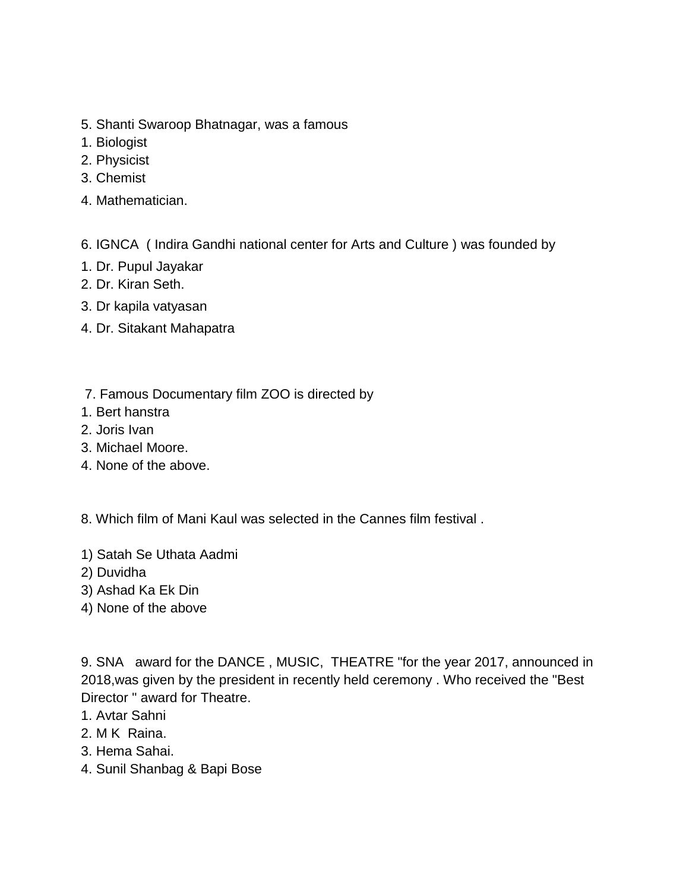5. Shanti Swaroop Bhatnagar, was a famous
1. Biologist
2. Physicist
3. Chemist
4. Mathematician.

6. IGNCA ( Indira Gandhi national center for Arts and Culture ) was founded by
1. Dr. Pupul Jayakar
2. Dr. Kiran Seth.
3. Dr kapila vatyasan
4. Dr. Sitakant Mahapatra

7. Famous Documentary film ZOO is directed by
1. Bert hanstra
2. Joris Ivan
3. Michael Moore.
4. None of the above.

8. Which film of Mani Kaul was selected in the Cannes film festival .

1) Satah Se Uthata Aadmi
2) Duvidha
3) Ashad Ka Ek Din
4) None of the above

9. SNA award for the DANCE , MUSIC, THEATRE "for the year 2017, announced in 2018,was given by the president in recently held ceremony . Who received the "Best Director " award for Theatre.
1. Avtar Sahni
2. M K Raina.
3. Hema Sahai.
4. Sunil Shanbag & Bapi Bose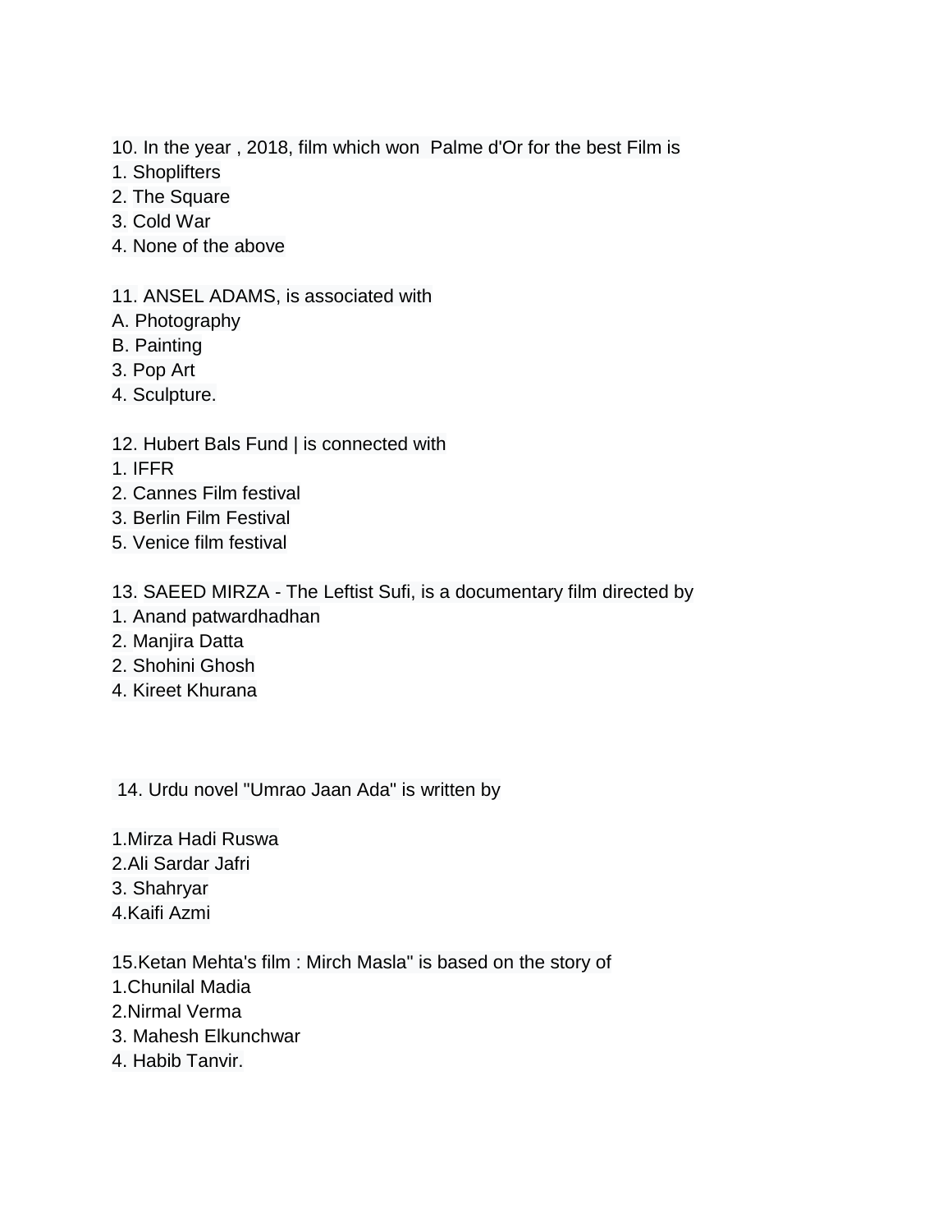10. In the year , 2018, film which won  Palme d'Or for the best Film is
1. Shoplifters
2. The Square
3. Cold War
4. None of the above

11. ANSEL ADAMS, is associated with
A. Photography
B. Painting
3. Pop Art
4. Sculpture.

12. Hubert Bals Fund | is connected with
1. IFFR
2. Cannes Film festival
3. Berlin Film Festival
5. Venice film festival

13. SAEED MIRZA - The Leftist Sufi, is a documentary film directed by
1. Anand patwardhadhan
2. Manjira Datta
2. Shohini Ghosh
4. Kireet Khurana

14. Urdu novel "Umrao Jaan Ada" is written by

1.Mirza Hadi Ruswa
2.Ali Sardar Jafri
3. Shahryar
4.Kaifi Azmi

15.Ketan Mehta's film : Mirch Masla" is based on the story of
1.Chunilal Madia
2.Nirmal Verma
3. Mahesh Elkunchwar
4. Habib Tanvir.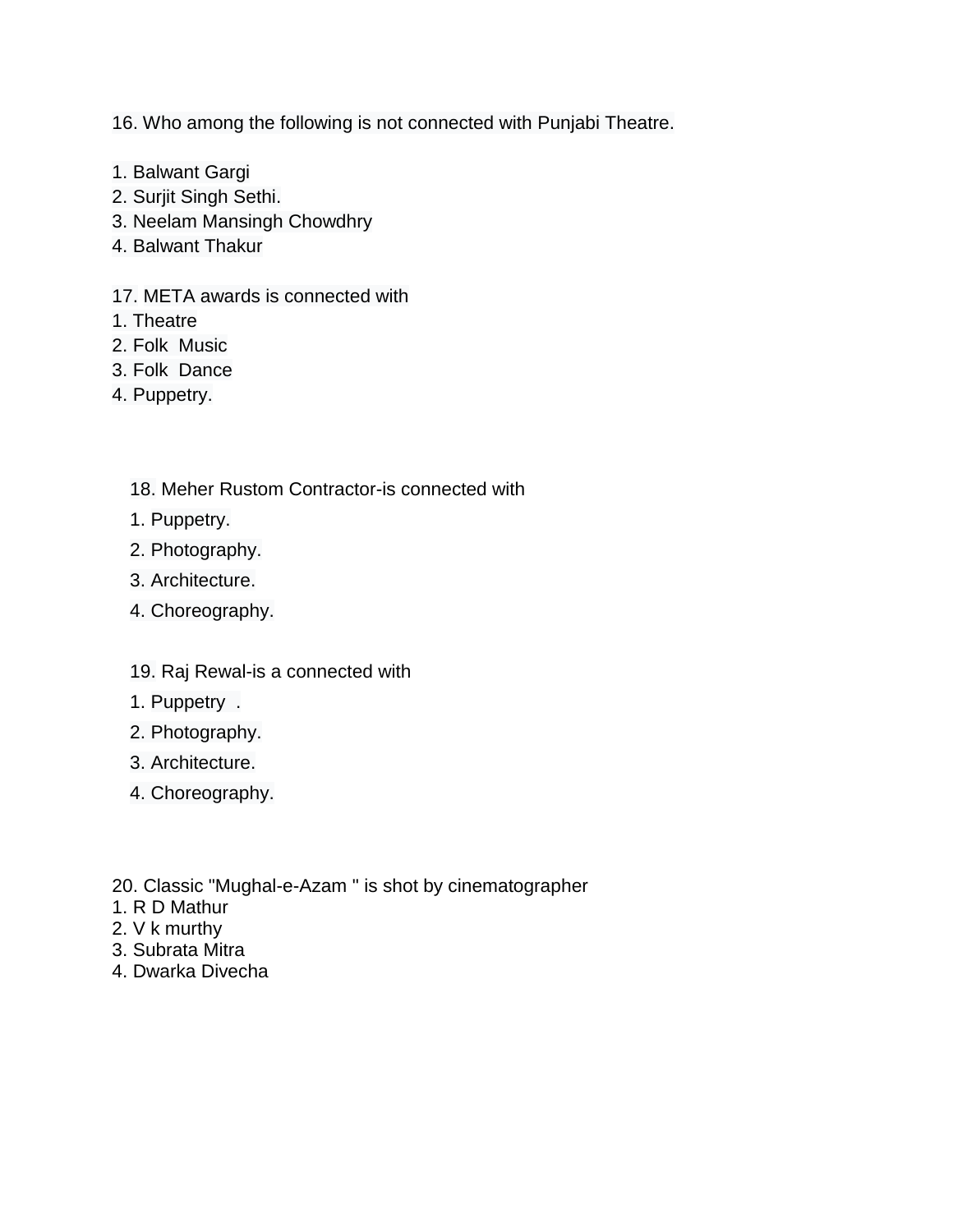16. Who among the following is not connected with Punjabi Theatre.

1. Balwant Gargi
2. Surjit Singh Sethi.
3. Neelam Mansingh Chowdhry
4. Balwant Thakur

17. META awards is connected with
1. Theatre
2. Folk Music
3. Folk Dance
4. Puppetry.

18. Meher Rustom Contractor-is connected with
1. Puppetry.
2. Photography.
3. Architecture.
4. Choreography.

19. Raj Rewal-is a connected with
1. Puppetry .
2. Photography.
3. Architecture.
4. Choreography.

20. Classic "Mughal-e-Azam " is shot by cinematographer
1. R D Mathur
2. V k murthy
3. Subrata Mitra
4. Dwarka Divecha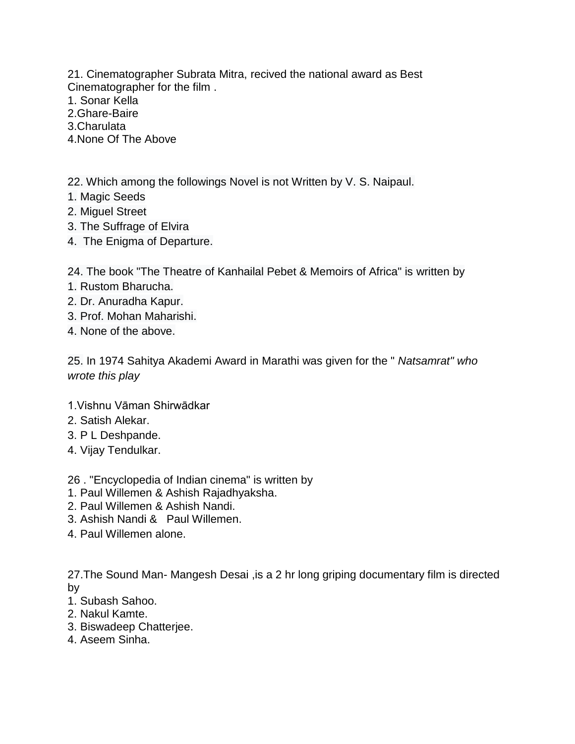21. Cinematographer Subrata Mitra, recived the national award as Best Cinematographer for the film .
1. Sonar Kella
2.Ghare-Baire
3.Charulata
4.None Of The Above

22. Which among the followings Novel is not Written by V. S. Naipaul.
1. Magic Seeds
2. Miguel Street
3. The Suffrage of Elvira
4. The Enigma of Departure.

24. The book "The Theatre of Kanhailal Pebet & Memoirs of Africa" is written by
1. Rustom Bharucha.
2. Dr. Anuradha Kapur.
3. Prof. Mohan Maharishi.
4. None of the above.

25. In 1974 Sahitya Akademi Award in Marathi was given for the " *Natsamrat" who wrote this play*

1.Vishnu Vāman Shirwādkar
2. Satish Alekar.
3. P L Deshpande.
4. Vijay Tendulkar.

26 . "Encyclopedia of Indian cinema" is written by
1. Paul Willemen & Ashish Rajadhyaksha.
2. Paul Willemen & Ashish Nandi.
3. Ashish Nandi & Paul Willemen.
4. Paul Willemen alone.

27.The Sound Man- Mangesh Desai ,is a 2 hr long griping documentary film is directed by
1. Subash Sahoo.
2. Nakul Kamte.
3. Biswadeep Chatterjee.
4. Aseem Sinha.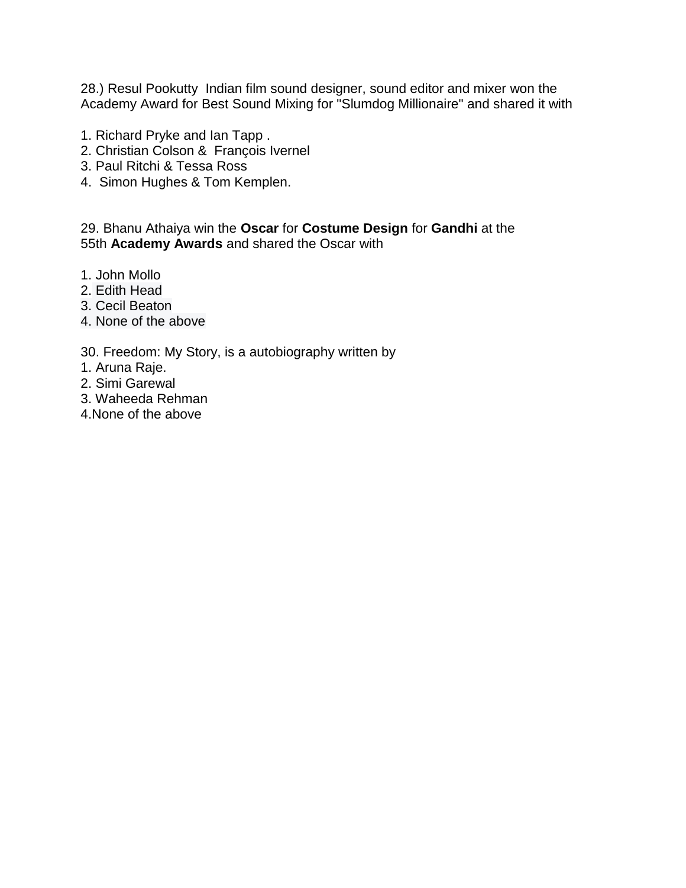28.) Resul Pookutty  Indian film sound designer, sound editor and mixer won the Academy Award for Best Sound Mixing for "Slumdog Millionaire" and shared it with

1. Richard Pryke and Ian Tapp .
2. Christian Colson &  François Ivernel
3. Paul Ritchi & Tessa Ross
4.  Simon Hughes & Tom Kemplen.

29. Bhanu Athaiya win the **Oscar** for **Costume Design** for **Gandhi** at the 55th **Academy Awards** and shared the Oscar with

1. John Mollo
2. Edith Head
3. Cecil Beaton
4. None of the above

30. Freedom: My Story, is a autobiography written by

1. Aruna Raje.
2. Simi Garewal
3. Waheeda Rehman
4.None of the above